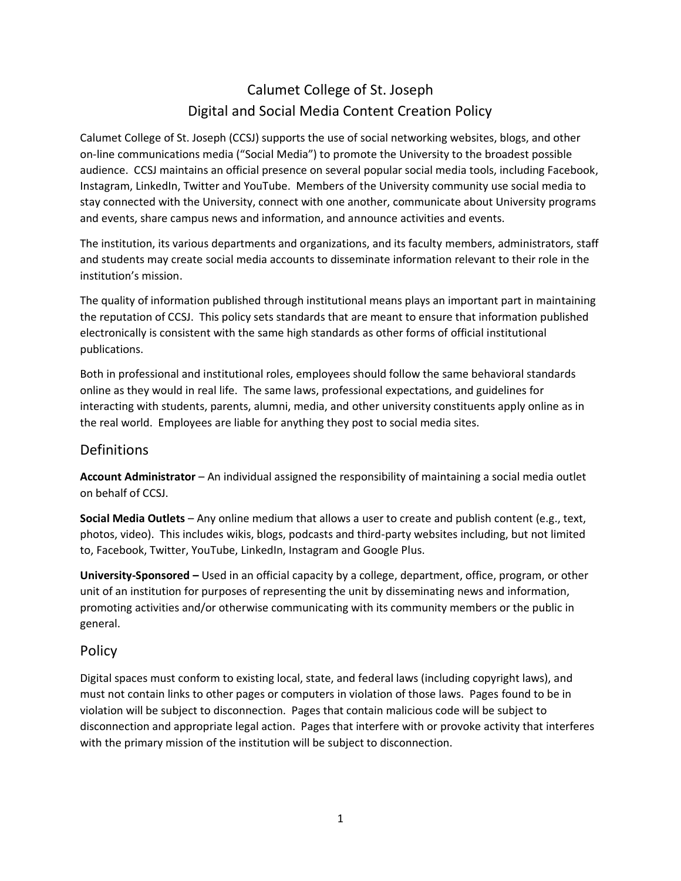# Calumet College of St. Joseph
# Digital and Social Media Content Creation Policy

Calumet College of St. Joseph (CCSJ) supports the use of social networking websites, blogs, and other on-line communications media ("Social Media") to promote the University to the broadest possible audience. CCSJ maintains an official presence on several popular social media tools, including Facebook, Instagram, LinkedIn, Twitter and YouTube. Members of the University community use social media to stay connected with the University, connect with one another, communicate about University programs and events, share campus news and information, and announce activities and events.

The institution, its various departments and organizations, and its faculty members, administrators, staff and students may create social media accounts to disseminate information relevant to their role in the institution's mission.

The quality of information published through institutional means plays an important part in maintaining the reputation of CCSJ. This policy sets standards that are meant to ensure that information published electronically is consistent with the same high standards as other forms of official institutional publications.

Both in professional and institutional roles, employees should follow the same behavioral standards online as they would in real life. The same laws, professional expectations, and guidelines for interacting with students, parents, alumni, media, and other university constituents apply online as in the real world. Employees are liable for anything they post to social media sites.

## Definitions

**Account Administrator** – An individual assigned the responsibility of maintaining a social media outlet on behalf of CCSJ.

**Social Media Outlets** – Any online medium that allows a user to create and publish content (e.g., text, photos, video). This includes wikis, blogs, podcasts and third-party websites including, but not limited to, Facebook, Twitter, YouTube, LinkedIn, Instagram and Google Plus.

**University-Sponsored –** Used in an official capacity by a college, department, office, program, or other unit of an institution for purposes of representing the unit by disseminating news and information, promoting activities and/or otherwise communicating with its community members or the public in general.

## Policy

Digital spaces must conform to existing local, state, and federal laws (including copyright laws), and must not contain links to other pages or computers in violation of those laws. Pages found to be in violation will be subject to disconnection. Pages that contain malicious code will be subject to disconnection and appropriate legal action. Pages that interfere with or provoke activity that interferes with the primary mission of the institution will be subject to disconnection.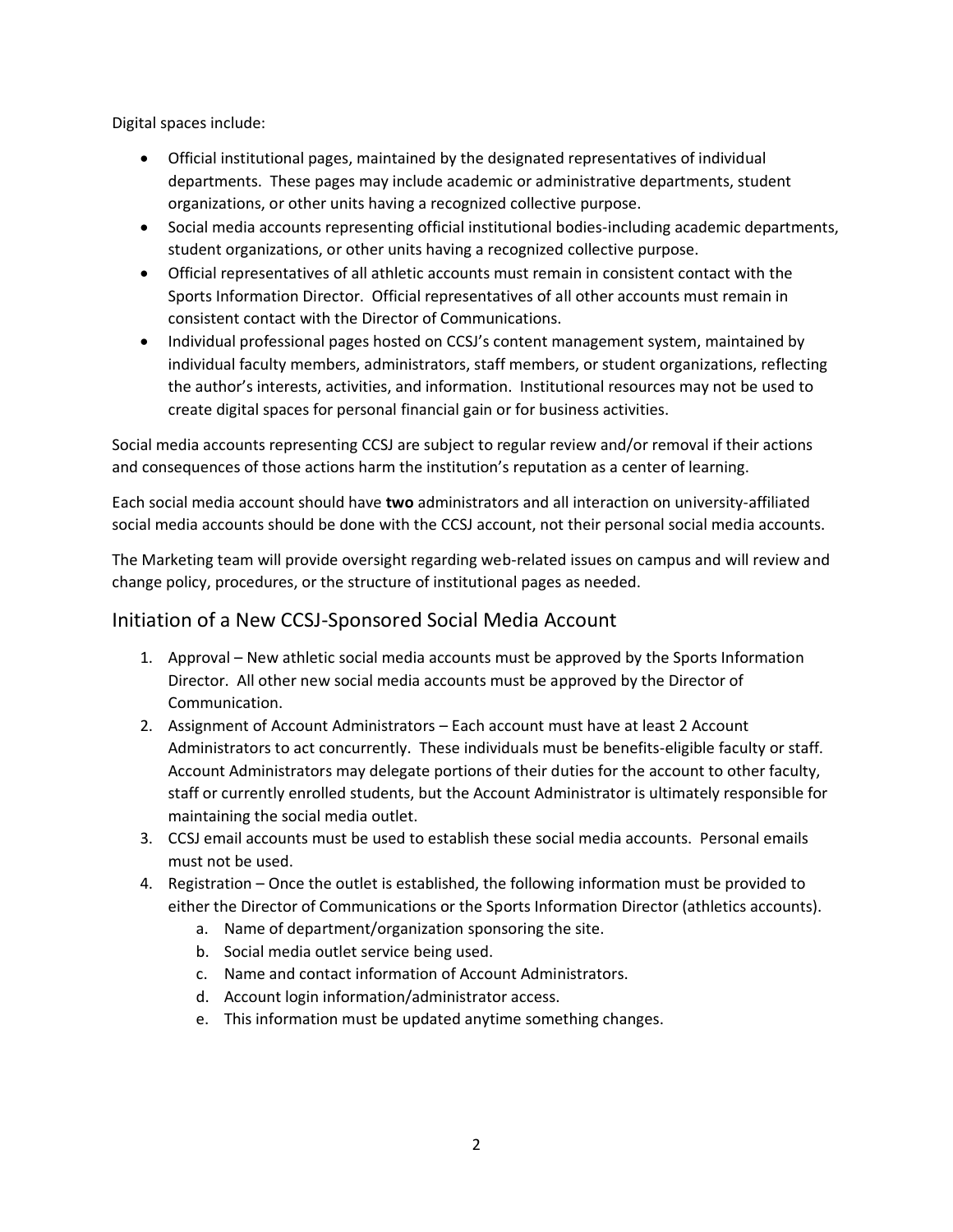Digital spaces include:

- Official institutional pages, maintained by the designated representatives of individual departments. These pages may include academic or administrative departments, student organizations, or other units having a recognized collective purpose.
- Social media accounts representing official institutional bodies-including academic departments, student organizations, or other units having a recognized collective purpose.
- Official representatives of all athletic accounts must remain in consistent contact with the Sports Information Director. Official representatives of all other accounts must remain in consistent contact with the Director of Communications.
- Individual professional pages hosted on CCSJ's content management system, maintained by individual faculty members, administrators, staff members, or student organizations, reflecting the author's interests, activities, and information. Institutional resources may not be used to create digital spaces for personal financial gain or for business activities.

Social media accounts representing CCSJ are subject to regular review and/or removal if their actions and consequences of those actions harm the institution's reputation as a center of learning.

Each social media account should have **two** administrators and all interaction on university-affiliated social media accounts should be done with the CCSJ account, not their personal social media accounts.

The Marketing team will provide oversight regarding web-related issues on campus and will review and change policy, procedures, or the structure of institutional pages as needed.

## Initiation of a New CCSJ-Sponsored Social Media Account

1. Approval – New athletic social media accounts must be approved by the Sports Information Director. All other new social media accounts must be approved by the Director of Communication.
2. Assignment of Account Administrators – Each account must have at least 2 Account Administrators to act concurrently. These individuals must be benefits-eligible faculty or staff. Account Administrators may delegate portions of their duties for the account to other faculty, staff or currently enrolled students, but the Account Administrator is ultimately responsible for maintaining the social media outlet.
3. CCSJ email accounts must be used to establish these social media accounts. Personal emails must not be used.
4. Registration – Once the outlet is established, the following information must be provided to either the Director of Communications or the Sports Information Director (athletics accounts).
    a. Name of department/organization sponsoring the site.
    b. Social media outlet service being used.
    c. Name and contact information of Account Administrators.
    d. Account login information/administrator access.
    e. This information must be updated anytime something changes.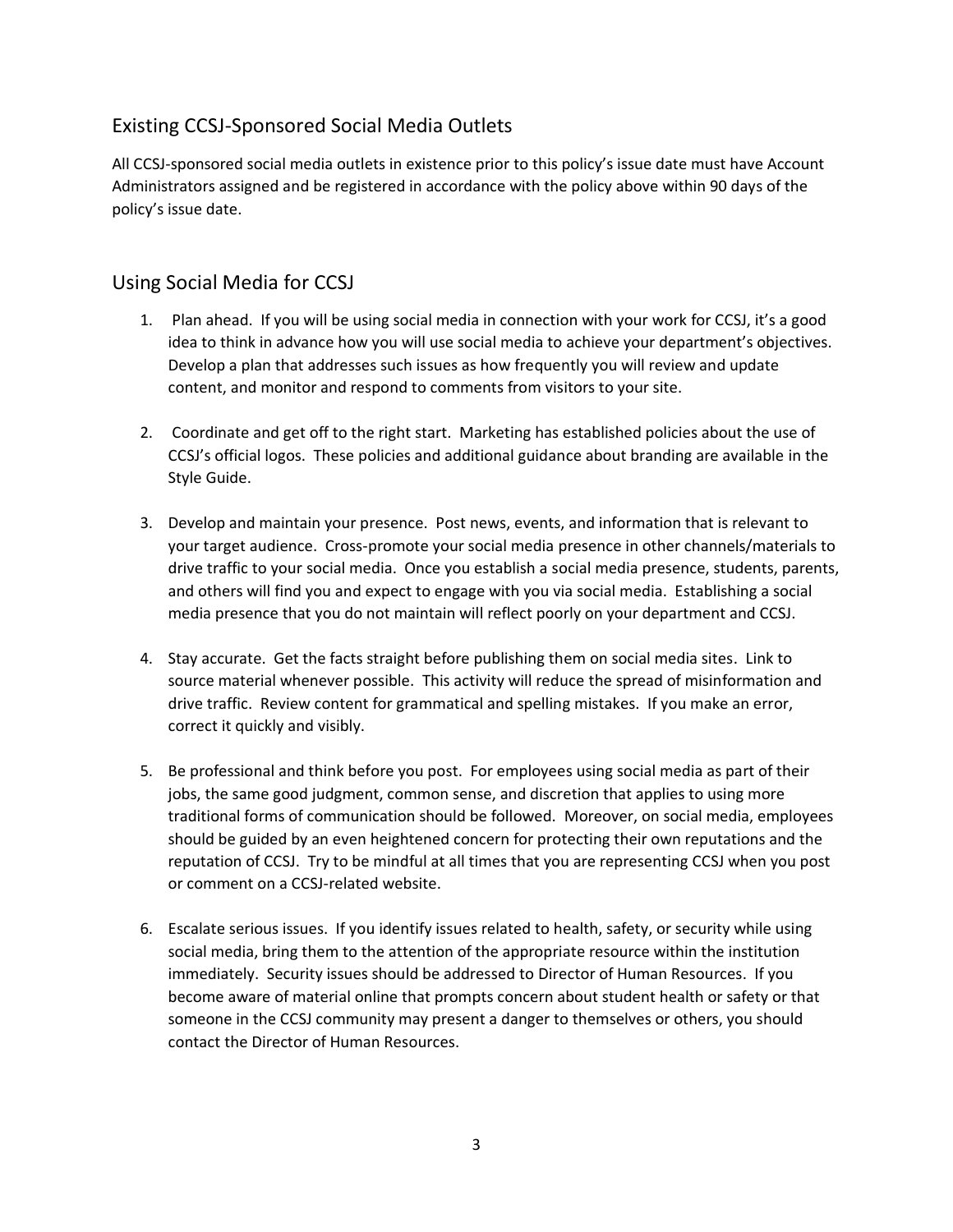## Existing CCSJ-Sponsored Social Media Outlets

All CCSJ-sponsored social media outlets in existence prior to this policy's issue date must have Account Administrators assigned and be registered in accordance with the policy above within 90 days of the policy's issue date.

## Using Social Media for CCSJ

1. Plan ahead. If you will be using social media in connection with your work for CCSJ, it's a good idea to think in advance how you will use social media to achieve your department's objectives. Develop a plan that addresses such issues as how frequently you will review and update content, and monitor and respond to comments from visitors to your site.

2. Coordinate and get off to the right start. Marketing has established policies about the use of CCSJ's official logos. These policies and additional guidance about branding are available in the Style Guide.

3. Develop and maintain your presence. Post news, events, and information that is relevant to your target audience. Cross-promote your social media presence in other channels/materials to drive traffic to your social media. Once you establish a social media presence, students, parents, and others will find you and expect to engage with you via social media. Establishing a social media presence that you do not maintain will reflect poorly on your department and CCSJ.

4. Stay accurate. Get the facts straight before publishing them on social media sites. Link to source material whenever possible. This activity will reduce the spread of misinformation and drive traffic. Review content for grammatical and spelling mistakes. If you make an error, correct it quickly and visibly.

5. Be professional and think before you post. For employees using social media as part of their jobs, the same good judgment, common sense, and discretion that applies to using more traditional forms of communication should be followed. Moreover, on social media, employees should be guided by an even heightened concern for protecting their own reputations and the reputation of CCSJ. Try to be mindful at all times that you are representing CCSJ when you post or comment on a CCSJ-related website.

6. Escalate serious issues. If you identify issues related to health, safety, or security while using social media, bring them to the attention of the appropriate resource within the institution immediately. Security issues should be addressed to Director of Human Resources. If you become aware of material online that prompts concern about student health or safety or that someone in the CCSJ community may present a danger to themselves or others, you should contact the Director of Human Resources.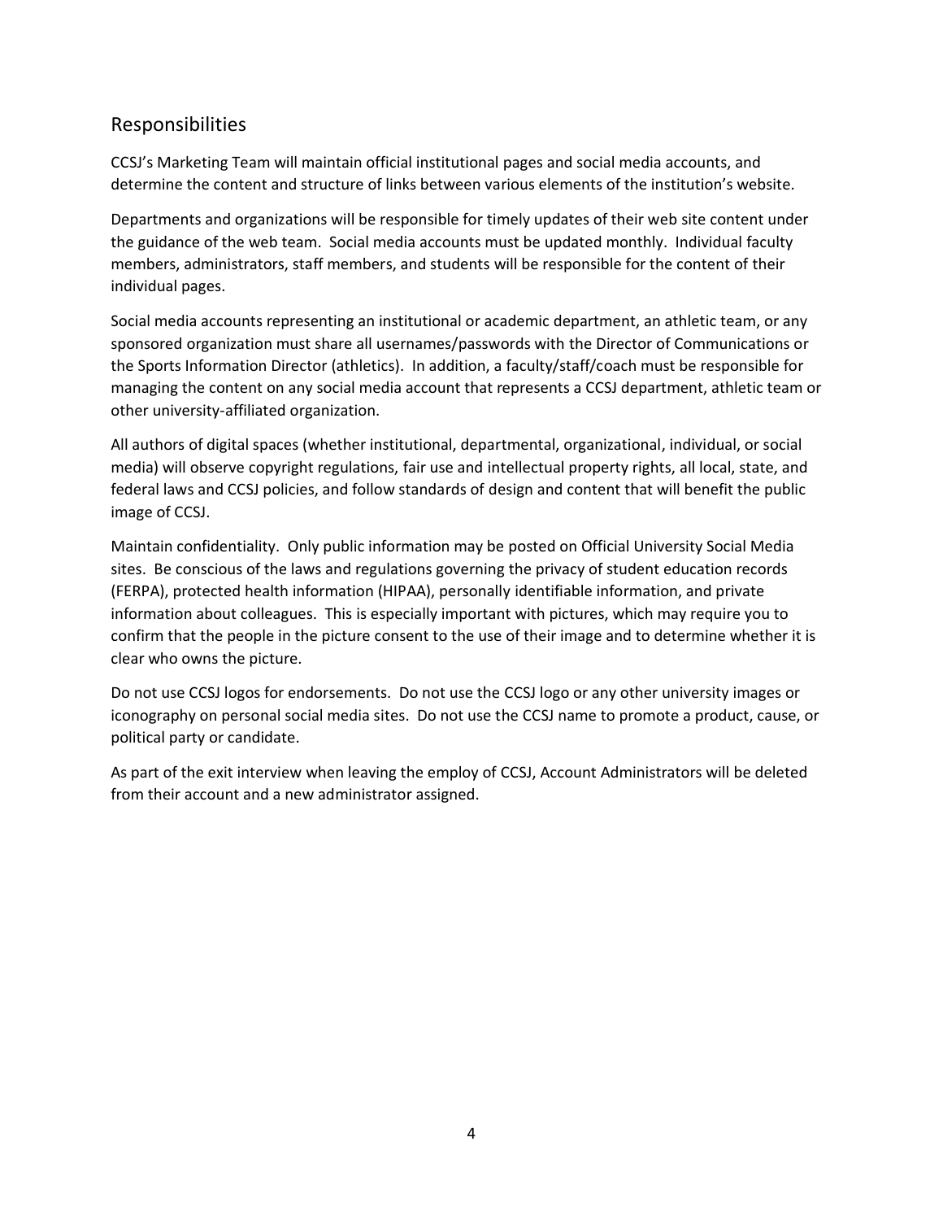## Responsibilities

CCSJ's Marketing Team will maintain official institutional pages and social media accounts, and determine the content and structure of links between various elements of the institution's website.

Departments and organizations will be responsible for timely updates of their web site content under the guidance of the web team. Social media accounts must be updated monthly. Individual faculty members, administrators, staff members, and students will be responsible for the content of their individual pages.

Social media accounts representing an institutional or academic department, an athletic team, or any sponsored organization must share all usernames/passwords with the Director of Communications or the Sports Information Director (athletics). In addition, a faculty/staff/coach must be responsible for managing the content on any social media account that represents a CCSJ department, athletic team or other university-affiliated organization.

All authors of digital spaces (whether institutional, departmental, organizational, individual, or social media) will observe copyright regulations, fair use and intellectual property rights, all local, state, and federal laws and CCSJ policies, and follow standards of design and content that will benefit the public image of CCSJ.

Maintain confidentiality. Only public information may be posted on Official University Social Media sites. Be conscious of the laws and regulations governing the privacy of student education records (FERPA), protected health information (HIPAA), personally identifiable information, and private information about colleagues. This is especially important with pictures, which may require you to confirm that the people in the picture consent to the use of their image and to determine whether it is clear who owns the picture.

Do not use CCSJ logos for endorsements. Do not use the CCSJ logo or any other university images or iconography on personal social media sites. Do not use the CCSJ name to promote a product, cause, or political party or candidate.

As part of the exit interview when leaving the employ of CCSJ, Account Administrators will be deleted from their account and a new administrator assigned.